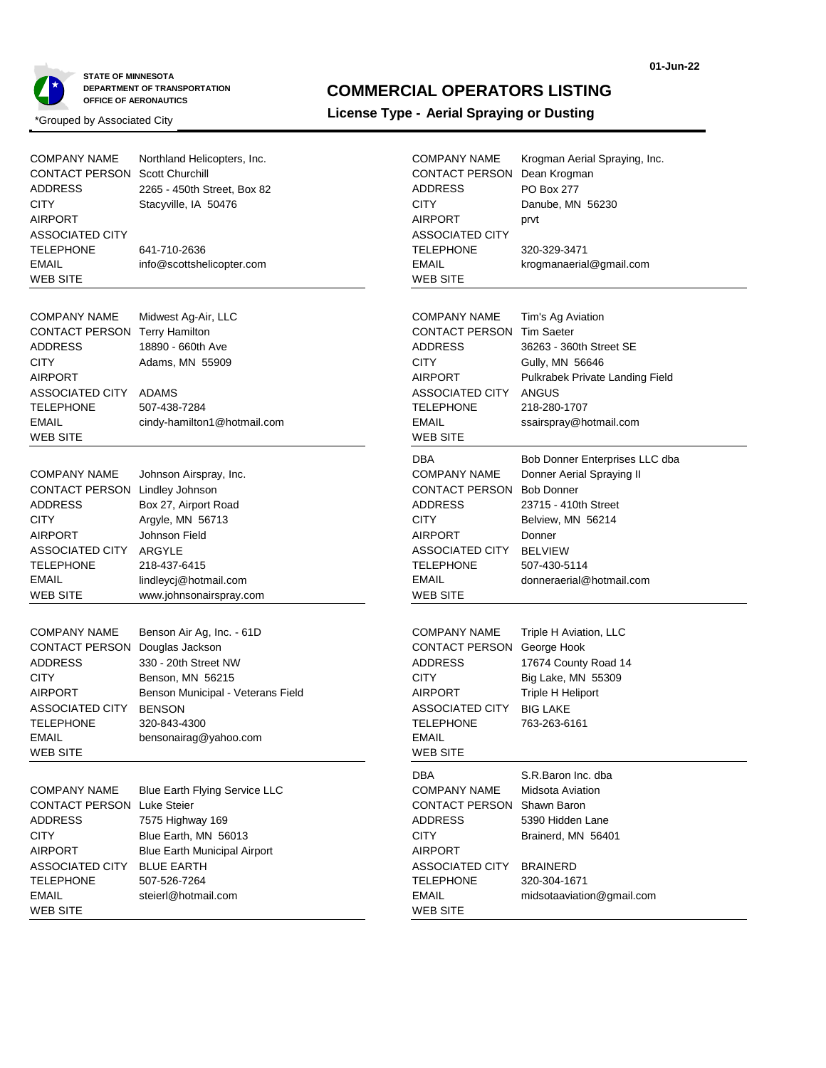STATE OF MINNESOTA
DEPARTMENT OF TRANSPORTATION
OFFICE OF AERONAUTICS

01-Jun-22

# COMMERCIAL OPERATORS LISTING

## License Type - Aerial Spraying or Dusting

*Grouped by Associated City

| | |
|---|---|
| COMPANY NAME | Northland Helicopters, Inc. |
| CONTACT PERSON | Scott Churchill |
| ADDRESS | 2265 - 450th Street, Box 82 |
| CITY | Stacyville, IA 50476 |
| AIRPORT | |
| ASSOCIATED CITY | |
| TELEPHONE | 641-710-2636 |
| EMAIL | info@scottshelicopter.com |
| WEB SITE | |

| | |
|---|---|
| COMPANY NAME | Midwest Ag-Air, LLC |
| CONTACT PERSON | Terry Hamilton |
| ADDRESS | 18890 - 660th Ave |
| CITY | Adams, MN 55909 |
| AIRPORT | |
| ASSOCIATED CITY | ADAMS |
| TELEPHONE | 507-438-7284 |
| EMAIL | cindy-hamilton1@hotmail.com |
| WEB SITE | |

| | |
|---|---|
| COMPANY NAME | Johnson Airspray, Inc. |
| CONTACT PERSON | Lindley Johnson |
| ADDRESS | Box 27, Airport Road |
| CITY | Argyle, MN 56713 |
| AIRPORT | Johnson Field |
| ASSOCIATED CITY | ARGYLE |
| TELEPHONE | 218-437-6415 |
| EMAIL | lindleycj@hotmail.com |
| WEB SITE | www.johnsonairspray.com |

| | |
|---|---|
| COMPANY NAME | Benson Air Ag, Inc. - 61D |
| CONTACT PERSON | Douglas Jackson |
| ADDRESS | 330 - 20th Street NW |
| CITY | Benson, MN 56215 |
| AIRPORT | Benson Municipal - Veterans Field |
| ASSOCIATED CITY | BENSON |
| TELEPHONE | 320-843-4300 |
| EMAIL | bensonairag@yahoo.com |
| WEB SITE | |

| | |
|---|---|
| COMPANY NAME | Blue Earth Flying Service LLC |
| CONTACT PERSON | Luke Steier |
| ADDRESS | 7575 Highway 169 |
| CITY | Blue Earth, MN 56013 |
| AIRPORT | Blue Earth Municipal Airport |
| ASSOCIATED CITY | BLUE EARTH |
| TELEPHONE | 507-526-7264 |
| EMAIL | steierl@hotmail.com |
| WEB SITE | |

| | |
|---|---|
| COMPANY NAME | Krogman Aerial Spraying, Inc. |
| CONTACT PERSON | Dean Krogman |
| ADDRESS | PO Box 277 |
| CITY | Danube, MN 56230 |
| AIRPORT | prvt |
| ASSOCIATED CITY | |
| TELEPHONE | 320-329-3471 |
| EMAIL | krogmanaerial@gmail.com |
| WEB SITE | |

| | |
|---|---|
| COMPANY NAME | Tim's Ag Aviation |
| CONTACT PERSON | Tim Saeter |
| ADDRESS | 36263 - 360th Street SE |
| CITY | Gully, MN 56646 |
| AIRPORT | Pulkrabek Private Landing Field |
| ASSOCIATED CITY | ANGUS |
| TELEPHONE | 218-280-1707 |
| EMAIL | ssairspray@hotmail.com |
| WEB SITE | |

| | |
|---|---|
| DBA | Bob Donner Enterprises LLC dba |
| COMPANY NAME | Donner Aerial Spraying II |
| CONTACT PERSON | Bob Donner |
| ADDRESS | 23715 - 410th Street |
| CITY | Belview, MN 56214 |
| AIRPORT | Donner |
| ASSOCIATED CITY | BELVIEW |
| TELEPHONE | 507-430-5114 |
| EMAIL | donneraerial@hotmail.com |
| WEB SITE | |

| | |
|---|---|
| COMPANY NAME | Triple H Aviation, LLC |
| CONTACT PERSON | George Hook |
| ADDRESS | 17674 County Road 14 |
| CITY | Big Lake, MN 55309 |
| AIRPORT | Triple H Heliport |
| ASSOCIATED CITY | BIG LAKE |
| TELEPHONE | 763-263-6161 |
| EMAIL | |
| WEB SITE | |

| | |
|---|---|
| DBA | S.R.Baron Inc. dba |
| COMPANY NAME | Midsota Aviation |
| CONTACT PERSON | Shawn Baron |
| ADDRESS | 5390 Hidden Lane |
| CITY | Brainerd, MN 56401 |
| AIRPORT | |
| ASSOCIATED CITY | BRAINERD |
| TELEPHONE | 320-304-1671 |
| EMAIL | midsotaaviation@gmail.com |
| WEB SITE | |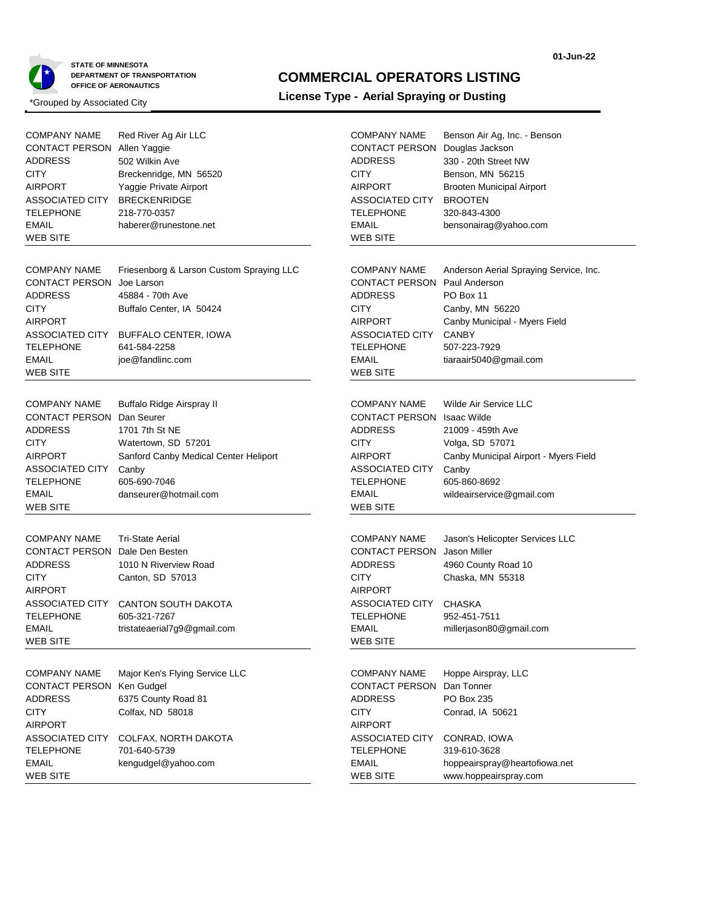STATE OF MINNESOTA
DEPARTMENT OF TRANSPORTATION
OFFICE OF AERONAUTICS

01-Jun-22

# COMMERCIAL OPERATORS LISTING

## License Type - Aerial Spraying or Dusting

*Grouped by Associated City

| | |
|---|---|
| COMPANY NAME | Red River Ag Air LLC |
| CONTACT PERSON | Allen Yaggie |
| ADDRESS | 502 Wilkin Ave |
| CITY | Breckenridge, MN 56520 |
| AIRPORT | Yaggie Private Airport |
| ASSOCIATED CITY | BRECKENRIDGE |
| TELEPHONE | 218-770-0357 |
| EMAIL | haberer@runestone.net |
| WEB SITE | |

| | |
|---|---|
| COMPANY NAME | Benson Air Ag, Inc. - Benson |
| CONTACT PERSON | Douglas Jackson |
| ADDRESS | 330 - 20th Street NW |
| CITY | Benson, MN 56215 |
| AIRPORT | Brooten Municipal Airport |
| ASSOCIATED CITY | BROOTEN |
| TELEPHONE | 320-843-4300 |
| EMAIL | bensonairag@yahoo.com |
| WEB SITE | |

| | |
|---|---|
| COMPANY NAME | Friesenborg & Larson Custom Spraying LLC |
| CONTACT PERSON | Joe Larson |
| ADDRESS | 45884 - 70th Ave |
| CITY | Buffalo Center, IA 50424 |
| AIRPORT | |
| ASSOCIATED CITY | BUFFALO CENTER, IOWA |
| TELEPHONE | 641-584-2258 |
| EMAIL | joe@fandlinc.com |
| WEB SITE | |

| | |
|---|---|
| COMPANY NAME | Anderson Aerial Spraying Service, Inc. |
| CONTACT PERSON | Paul Anderson |
| ADDRESS | PO Box 11 |
| CITY | Canby, MN 56220 |
| AIRPORT | Canby Municipal - Myers Field |
| ASSOCIATED CITY | CANBY |
| TELEPHONE | 507-223-7929 |
| EMAIL | tiaraair5040@gmail.com |
| WEB SITE | |

| | |
|---|---|
| COMPANY NAME | Buffalo Ridge Airspray II |
| CONTACT PERSON | Dan Seurer |
| ADDRESS | 1701 7th St NE |
| CITY | Watertown, SD 57201 |
| AIRPORT | Sanford Canby Medical Center Heliport |
| ASSOCIATED CITY | Canby |
| TELEPHONE | 605-690-7046 |
| EMAIL | danseurer@hotmail.com |
| WEB SITE | |

| | |
|---|---|
| COMPANY NAME | Wilde Air Service LLC |
| CONTACT PERSON | Isaac Wilde |
| ADDRESS | 21009 - 459th Ave |
| CITY | Volga, SD 57071 |
| AIRPORT | Canby Municipal Airport - Myers Field |
| ASSOCIATED CITY | Canby |
| TELEPHONE | 605-860-8692 |
| EMAIL | wildeairservice@gmail.com |
| WEB SITE | |

| | |
|---|---|
| COMPANY NAME | Tri-State Aerial |
| CONTACT PERSON | Dale Den Besten |
| ADDRESS | 1010 N Riverview Road |
| CITY | Canton, SD 57013 |
| AIRPORT | |
| ASSOCIATED CITY | CANTON SOUTH DAKOTA |
| TELEPHONE | 605-321-7267 |
| EMAIL | tristateaerial7g9@gmail.com |
| WEB SITE | |

| | |
|---|---|
| COMPANY NAME | Jason's Helicopter Services LLC |
| CONTACT PERSON | Jason Miller |
| ADDRESS | 4960 County Road 10 |
| CITY | Chaska, MN 55318 |
| AIRPORT | |
| ASSOCIATED CITY | CHASKA |
| TELEPHONE | 952-451-7511 |
| EMAIL | millerjason80@gmail.com |
| WEB SITE | |

| | |
|---|---|
| COMPANY NAME | Major Ken's Flying Service LLC |
| CONTACT PERSON | Ken Gudgel |
| ADDRESS | 6375 County Road 81 |
| CITY | Colfax, ND 58018 |
| AIRPORT | |
| ASSOCIATED CITY | COLFAX, NORTH DAKOTA |
| TELEPHONE | 701-640-5739 |
| EMAIL | kengudgel@yahoo.com |
| WEB SITE | |

| | |
|---|---|
| COMPANY NAME | Hoppe Airspray, LLC |
| CONTACT PERSON | Dan Tonner |
| ADDRESS | PO Box 235 |
| CITY | Conrad, IA 50621 |
| AIRPORT | |
| ASSOCIATED CITY | CONRAD, IOWA |
| TELEPHONE | 319-610-3628 |
| EMAIL | hoppeairspray@heartofiowa.net |
| WEB SITE | www.hoppeairspray.com |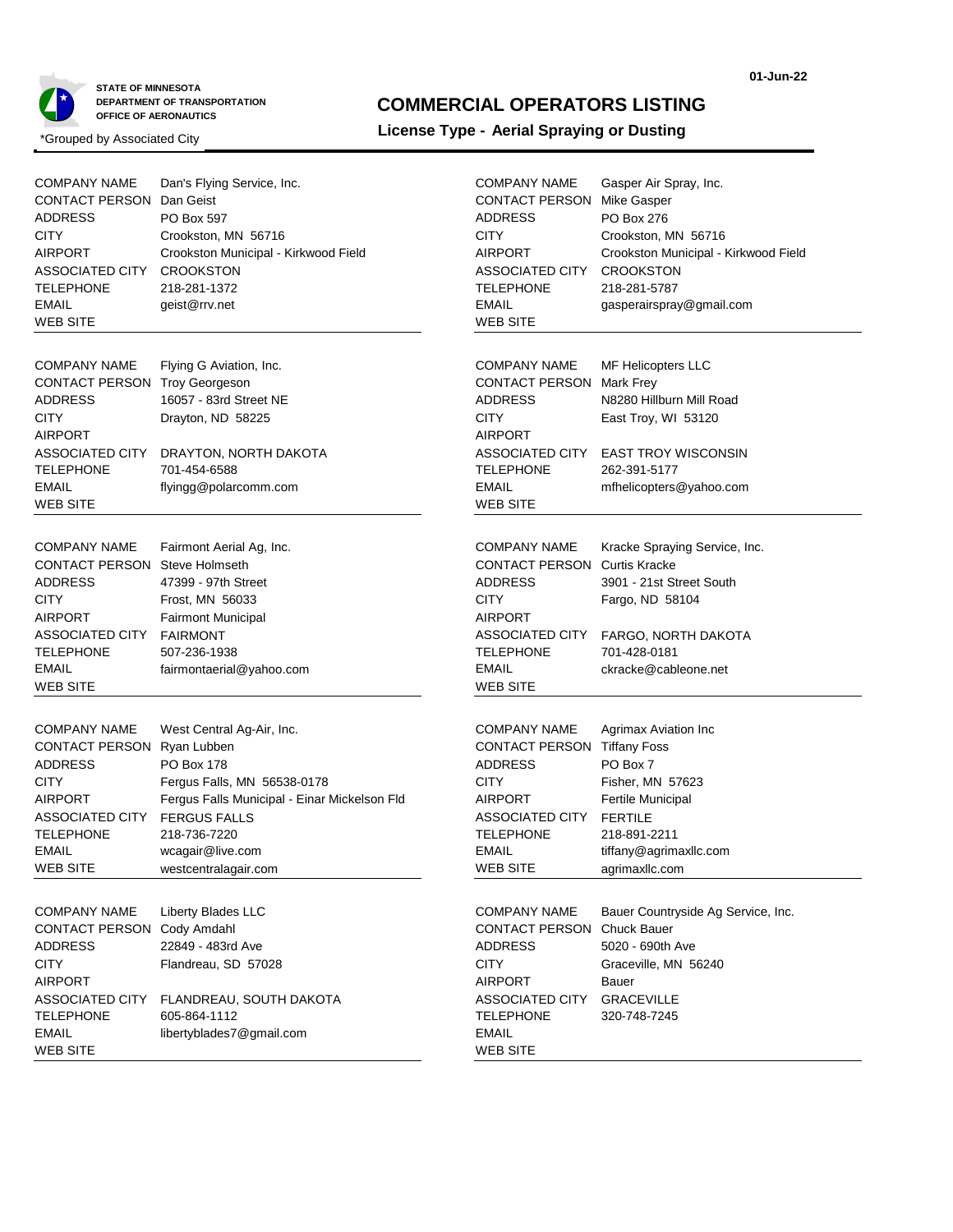STATE OF MINNESOTA
DEPARTMENT OF TRANSPORTATION
OFFICE OF AERONAUTICS

01-Jun-22

# COMMERCIAL OPERATORS LISTING

## License Type - Aerial Spraying or Dusting

*Grouped by Associated City

| | |
|---|---|
| COMPANY NAME | Dan's Flying Service, Inc. |
| CONTACT PERSON | Dan Geist |
| ADDRESS | PO Box 597 |
| CITY | Crookston, MN 56716 |
| AIRPORT | Crookston Municipal - Kirkwood Field |
| ASSOCIATED CITY | CROOKSTON |
| TELEPHONE | 218-281-1372 |
| EMAIL | geist@rrv.net |
| WEB SITE | |

| | |
|---|---|
| COMPANY NAME | Gasper Air Spray, Inc. |
| CONTACT PERSON | Mike Gasper |
| ADDRESS | PO Box 276 |
| CITY | Crookston, MN 56716 |
| AIRPORT | Crookston Municipal - Kirkwood Field |
| ASSOCIATED CITY | CROOKSTON |
| TELEPHONE | 218-281-5787 |
| EMAIL | gasperairspray@gmail.com |
| WEB SITE | |

| | |
|---|---|
| COMPANY NAME | Flying G Aviation, Inc. |
| CONTACT PERSON | Troy Georgeson |
| ADDRESS | 16057 - 83rd Street NE |
| CITY | Drayton, ND 58225 |
| AIRPORT | |
| ASSOCIATED CITY | DRAYTON, NORTH DAKOTA |
| TELEPHONE | 701-454-6588 |
| EMAIL | flyingg@polarcomm.com |
| WEB SITE | |

| | |
|---|---|
| COMPANY NAME | MF Helicopters LLC |
| CONTACT PERSON | Mark Frey |
| ADDRESS | N8280 Hillburn Mill Road |
| CITY | East Troy, WI 53120 |
| AIRPORT | |
| ASSOCIATED CITY | EAST TROY WISCONSIN |
| TELEPHONE | 262-391-5177 |
| EMAIL | mfhelicopters@yahoo.com |
| WEB SITE | |

| | |
|---|---|
| COMPANY NAME | Fairmont Aerial Ag, Inc. |
| CONTACT PERSON | Steve Holmseth |
| ADDRESS | 47399 - 97th Street |
| CITY | Frost, MN 56033 |
| AIRPORT | Fairmont Municipal |
| ASSOCIATED CITY | FAIRMONT |
| TELEPHONE | 507-236-1938 |
| EMAIL | fairmontaerial@yahoo.com |
| WEB SITE | |

| | |
|---|---|
| COMPANY NAME | Kracke Spraying Service, Inc. |
| CONTACT PERSON | Curtis Kracke |
| ADDRESS | 3901 - 21st Street South |
| CITY | Fargo, ND 58104 |
| AIRPORT | |
| ASSOCIATED CITY | FARGO, NORTH DAKOTA |
| TELEPHONE | 701-428-0181 |
| EMAIL | ckracke@cableone.net |
| WEB SITE | |

| | |
|---|---|
| COMPANY NAME | West Central Ag-Air, Inc. |
| CONTACT PERSON | Ryan Lubben |
| ADDRESS | PO Box 178 |
| CITY | Fergus Falls, MN 56538-0178 |
| AIRPORT | Fergus Falls Municipal - Einar Mickelson Fld |
| ASSOCIATED CITY | FERGUS FALLS |
| TELEPHONE | 218-736-7220 |
| EMAIL | wcagair@live.com |
| WEB SITE | westcentralagair.com |

| | |
|---|---|
| COMPANY NAME | Agrimax Aviation Inc |
| CONTACT PERSON | Tiffany Foss |
| ADDRESS | PO Box 7 |
| CITY | Fisher, MN 57623 |
| AIRPORT | Fertile Municipal |
| ASSOCIATED CITY | FERTILE |
| TELEPHONE | 218-891-2211 |
| EMAIL | tiffany@agrimaxllc.com |
| WEB SITE | agrimaxllc.com |

| | |
|---|---|
| COMPANY NAME | Liberty Blades LLC |
| CONTACT PERSON | Cody Amdahl |
| ADDRESS | 22849 - 483rd Ave |
| CITY | Flandreau, SD 57028 |
| AIRPORT | |
| ASSOCIATED CITY | FLANDREAU, SOUTH DAKOTA |
| TELEPHONE | 605-864-1112 |
| EMAIL | libertyblades7@gmail.com |
| WEB SITE | |

| | |
|---|---|
| COMPANY NAME | Bauer Countryside Ag Service, Inc. |
| CONTACT PERSON | Chuck Bauer |
| ADDRESS | 5020 - 690th Ave |
| CITY | Graceville, MN 56240 |
| AIRPORT | Bauer |
| ASSOCIATED CITY | GRACEVILLE |
| TELEPHONE | 320-748-7245 |
| EMAIL | |
| WEB SITE | |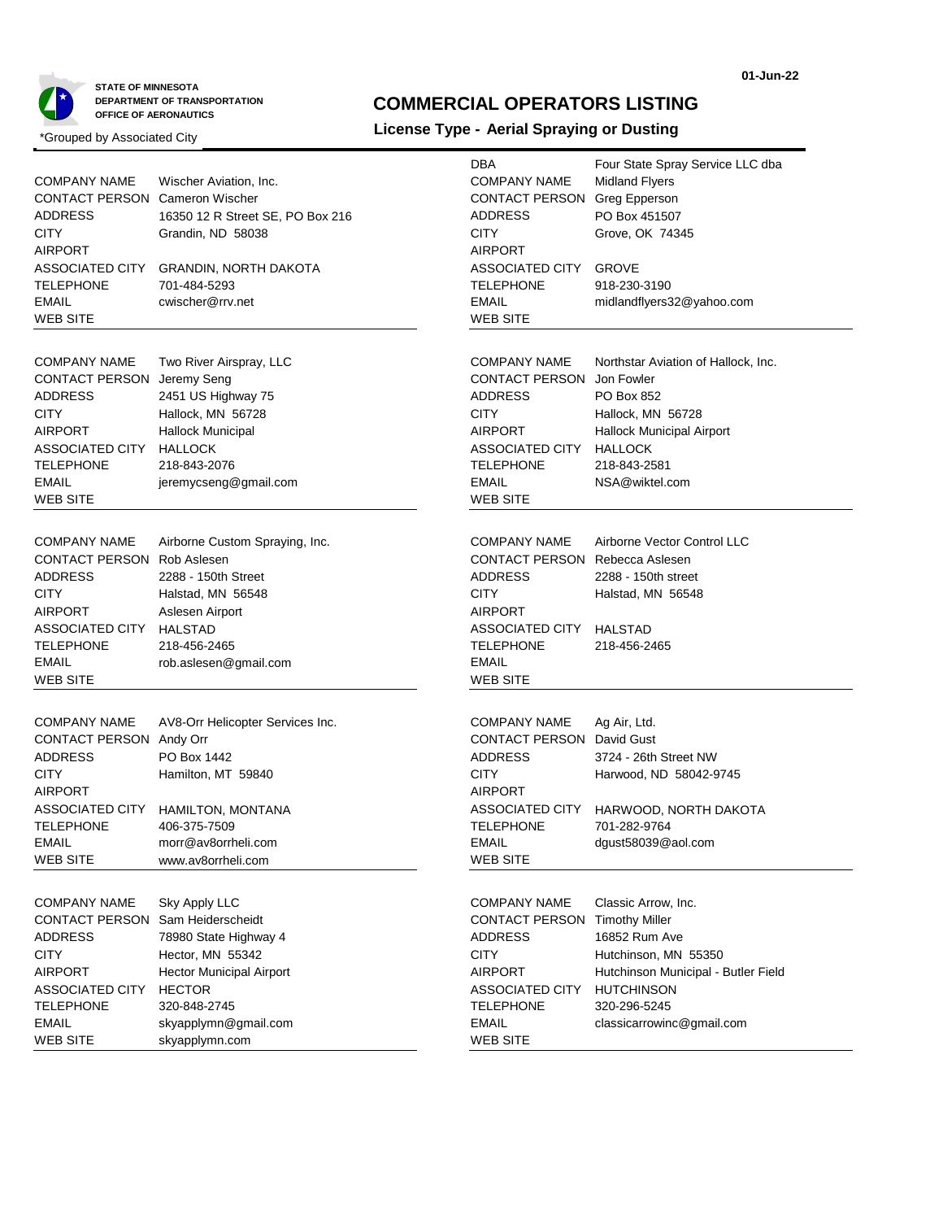STATE OF MINNESOTA
DEPARTMENT OF TRANSPORTATION
OFFICE OF AERONAUTICS

01-Jun-22

# COMMERCIAL OPERATORS LISTING

## License Type - Aerial Spraying or Dusting

*Grouped by Associated City

| | |
|---|---|
| COMPANY NAME | Wischer Aviation, Inc. |
| CONTACT PERSON | Cameron Wischer |
| ADDRESS | 16350 12 R Street SE, PO Box 216 |
| CITY | Grandin, ND 58038 |
| AIRPORT | |
| ASSOCIATED CITY | GRANDIN, NORTH DAKOTA |
| TELEPHONE | 701-484-5293 |
| EMAIL | cwischer@rrv.net |
| WEB SITE | |

| | |
|---|---|
| DBA | Four State Spray Service LLC dba |
| COMPANY NAME | Midland Flyers |
| CONTACT PERSON | Greg Epperson |
| ADDRESS | PO Box 451507 |
| CITY | Grove, OK 74345 |
| AIRPORT | |
| ASSOCIATED CITY | GROVE |
| TELEPHONE | 918-230-3190 |
| EMAIL | midlandflyers32@yahoo.com |
| WEB SITE | |

| | |
|---|---|
| COMPANY NAME | Two River Airspray, LLC |
| CONTACT PERSON | Jeremy Seng |
| ADDRESS | 2451 US Highway 75 |
| CITY | Hallock, MN 56728 |
| AIRPORT | Hallock Municipal |
| ASSOCIATED CITY | HALLOCK |
| TELEPHONE | 218-843-2076 |
| EMAIL | jeremycseng@gmail.com |
| WEB SITE | |

| | |
|---|---|
| COMPANY NAME | Northstar Aviation of Hallock, Inc. |
| CONTACT PERSON | Jon Fowler |
| ADDRESS | PO Box 852 |
| CITY | Hallock, MN 56728 |
| AIRPORT | Hallock Municipal Airport |
| ASSOCIATED CITY | HALLOCK |
| TELEPHONE | 218-843-2581 |
| EMAIL | NSA@wiktel.com |
| WEB SITE | |

| | |
|---|---|
| COMPANY NAME | Airborne Custom Spraying, Inc. |
| CONTACT PERSON | Rob Aslesen |
| ADDRESS | 2288 - 150th Street |
| CITY | Halstad, MN 56548 |
| AIRPORT | Aslesen Airport |
| ASSOCIATED CITY | HALSTAD |
| TELEPHONE | 218-456-2465 |
| EMAIL | rob.aslesen@gmail.com |
| WEB SITE | |

| | |
|---|---|
| COMPANY NAME | Airborne Vector Control LLC |
| CONTACT PERSON | Rebecca Aslesen |
| ADDRESS | 2288 - 150th street |
| CITY | Halstad, MN 56548 |
| AIRPORT | |
| ASSOCIATED CITY | HALSTAD |
| TELEPHONE | 218-456-2465 |
| EMAIL | |
| WEB SITE | |

| | |
|---|---|
| COMPANY NAME | AV8-Orr Helicopter Services Inc. |
| CONTACT PERSON | Andy Orr |
| ADDRESS | PO Box 1442 |
| CITY | Hamilton, MT 59840 |
| AIRPORT | |
| ASSOCIATED CITY | HAMILTON, MONTANA |
| TELEPHONE | 406-375-7509 |
| EMAIL | morr@av8orrheli.com |
| WEB SITE | www.av8orrheli.com |

| | |
|---|---|
| COMPANY NAME | Ag Air, Ltd. |
| CONTACT PERSON | David Gust |
| ADDRESS | 3724 - 26th Street NW |
| CITY | Harwood, ND 58042-9745 |
| AIRPORT | |
| ASSOCIATED CITY | HARWOOD, NORTH DAKOTA |
| TELEPHONE | 701-282-9764 |
| EMAIL | dgust58039@aol.com |
| WEB SITE | |

| | |
|---|---|
| COMPANY NAME | Sky Apply LLC |
| CONTACT PERSON | Sam Heiderscheidt |
| ADDRESS | 78980 State Highway 4 |
| CITY | Hector, MN 55342 |
| AIRPORT | Hector Municipal Airport |
| ASSOCIATED CITY | HECTOR |
| TELEPHONE | 320-848-2745 |
| EMAIL | skyapplymn@gmail.com |
| WEB SITE | skyapplymn.com |

| | |
|---|---|
| COMPANY NAME | Classic Arrow, Inc. |
| CONTACT PERSON | Timothy Miller |
| ADDRESS | 16852 Rum Ave |
| CITY | Hutchinson, MN 55350 |
| AIRPORT | Hutchinson Municipal - Butler Field |
| ASSOCIATED CITY | HUTCHINSON |
| TELEPHONE | 320-296-5245 |
| EMAIL | classicarrowinc@gmail.com |
| WEB SITE | |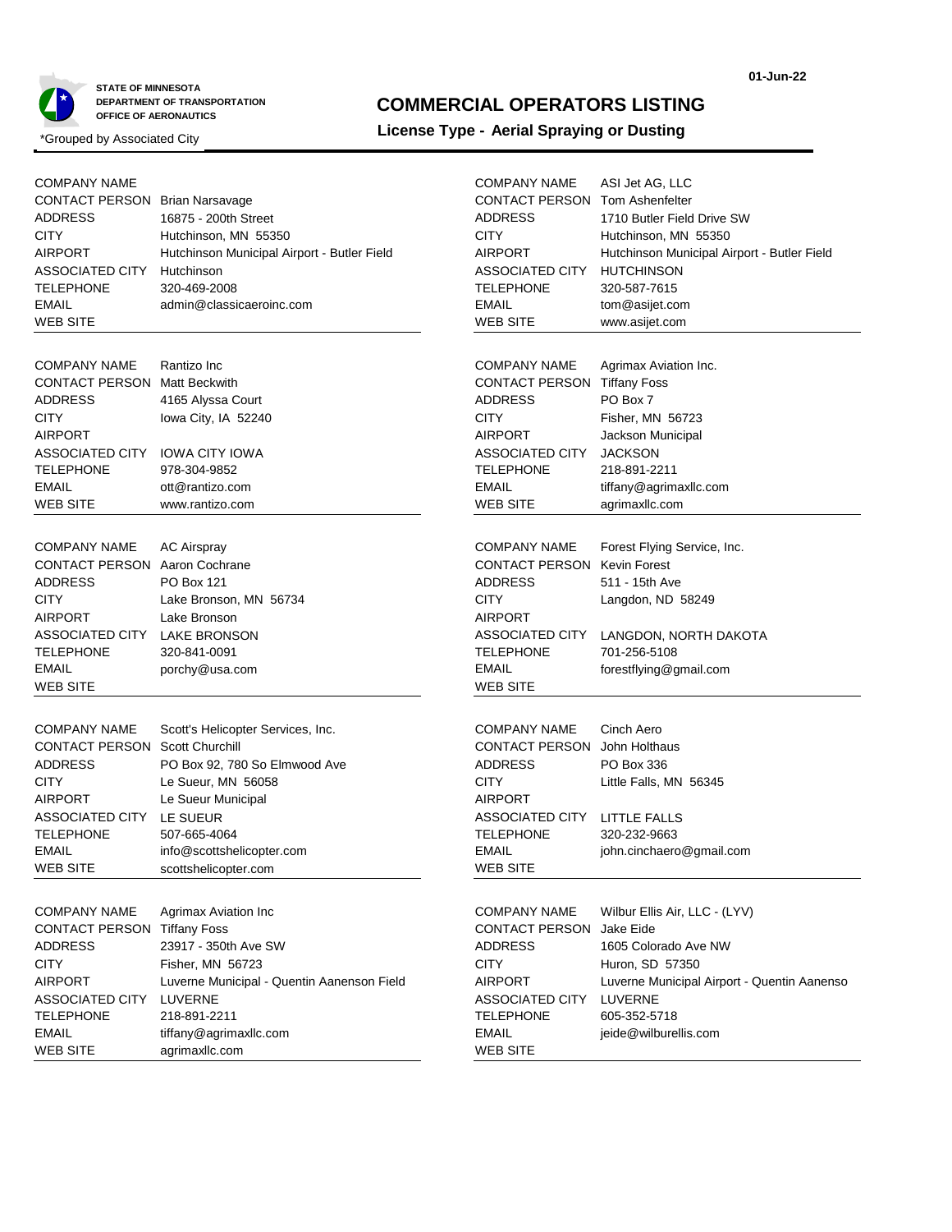STATE OF MINNESOTA
DEPARTMENT OF TRANSPORTATION
OFFICE OF AERONAUTICS

01-Jun-22

# COMMERCIAL OPERATORS LISTING

## License Type - Aerial Spraying or Dusting

*Grouped by Associated City

| | |
|---|---|
| COMPANY NAME | |
| CONTACT PERSON | Brian Narsavage |
| ADDRESS | 16875 - 200th Street |
| CITY | Hutchinson, MN 55350 |
| AIRPORT | Hutchinson Municipal Airport - Butler Field |
| ASSOCIATED CITY | Hutchinson |
| TELEPHONE | 320-469-2008 |
| EMAIL | admin@classicaeroinc.com |
| WEB SITE | |

| | |
|---|---|
| COMPANY NAME | ASI Jet AG, LLC |
| CONTACT PERSON | Tom Ashenfelter |
| ADDRESS | 1710 Butler Field Drive SW |
| CITY | Hutchinson, MN 55350 |
| AIRPORT | Hutchinson Municipal Airport - Butler Field |
| ASSOCIATED CITY | HUTCHINSON |
| TELEPHONE | 320-587-7615 |
| EMAIL | tom@asijet.com |
| WEB SITE | www.asijet.com |

| | |
|---|---|
| COMPANY NAME | Rantizo Inc |
| CONTACT PERSON | Matt Beckwith |
| ADDRESS | 4165 Alyssa Court |
| CITY | Iowa City, IA 52240 |
| AIRPORT | |
| ASSOCIATED CITY | IOWA CITY IOWA |
| TELEPHONE | 978-304-9852 |
| EMAIL | ott@rantizo.com |
| WEB SITE | www.rantizo.com |

| | |
|---|---|
| COMPANY NAME | Agrimax Aviation Inc. |
| CONTACT PERSON | Tiffany Foss |
| ADDRESS | PO Box 7 |
| CITY | Fisher, MN 56723 |
| AIRPORT | Jackson Municipal |
| ASSOCIATED CITY | JACKSON |
| TELEPHONE | 218-891-2211 |
| EMAIL | tiffany@agrimaxllc.com |
| WEB SITE | agrimaxllc.com |

| | |
|---|---|
| COMPANY NAME | AC Airspray |
| CONTACT PERSON | Aaron Cochrane |
| ADDRESS | PO Box 121 |
| CITY | Lake Bronson, MN 56734 |
| AIRPORT | Lake Bronson |
| ASSOCIATED CITY | LAKE BRONSON |
| TELEPHONE | 320-841-0091 |
| EMAIL | porchy@usa.com |
| WEB SITE | |

| | |
|---|---|
| COMPANY NAME | Forest Flying Service, Inc. |
| CONTACT PERSON | Kevin Forest |
| ADDRESS | 511 - 15th Ave |
| CITY | Langdon, ND 58249 |
| AIRPORT | |
| ASSOCIATED CITY | LANGDON, NORTH DAKOTA |
| TELEPHONE | 701-256-5108 |
| EMAIL | forestflying@gmail.com |
| WEB SITE | |

| | |
|---|---|
| COMPANY NAME | Scott's Helicopter Services, Inc. |
| CONTACT PERSON | Scott Churchill |
| ADDRESS | PO Box 92, 780 So Elmwood Ave |
| CITY | Le Sueur, MN 56058 |
| AIRPORT | Le Sueur Municipal |
| ASSOCIATED CITY | LE SUEUR |
| TELEPHONE | 507-665-4064 |
| EMAIL | info@scottshelicopter.com |
| WEB SITE | scottshelicopter.com |

| | |
|---|---|
| COMPANY NAME | Cinch Aero |
| CONTACT PERSON | John Holthaus |
| ADDRESS | PO Box 336 |
| CITY | Little Falls, MN 56345 |
| AIRPORT | |
| ASSOCIATED CITY | LITTLE FALLS |
| TELEPHONE | 320-232-9663 |
| EMAIL | john.cinchaero@gmail.com |
| WEB SITE | |

| | |
|---|---|
| COMPANY NAME | Agrimax Aviation Inc |
| CONTACT PERSON | Tiffany Foss |
| ADDRESS | 23917 - 350th Ave SW |
| CITY | Fisher, MN 56723 |
| AIRPORT | Luverne Municipal - Quentin Aanenson Field |
| ASSOCIATED CITY | LUVERNE |
| TELEPHONE | 218-891-2211 |
| EMAIL | tiffany@agrimaxllc.com |
| WEB SITE | agrimaxllc.com |

| | |
|---|---|
| COMPANY NAME | Wilbur Ellis Air, LLC - (LYV) |
| CONTACT PERSON | Jake Eide |
| ADDRESS | 1605 Colorado Ave NW |
| CITY | Huron, SD 57350 |
| AIRPORT | Luverne Municipal Airport - Quentin Aanenso |
| ASSOCIATED CITY | LUVERNE |
| TELEPHONE | 605-352-5718 |
| EMAIL | jeide@wilburellis.com |
| WEB SITE | |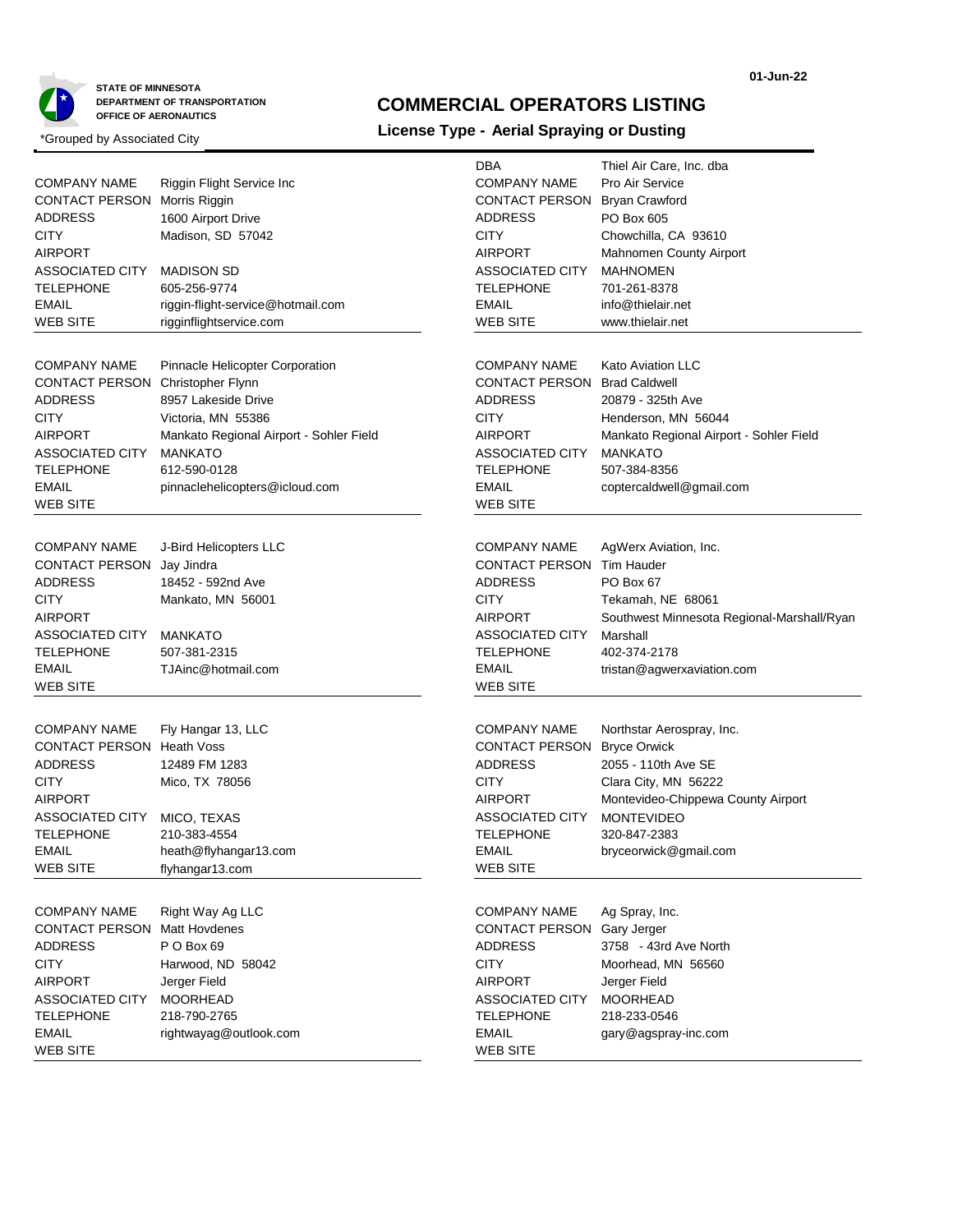STATE OF MINNESOTA
DEPARTMENT OF TRANSPORTATION
OFFICE OF AERONAUTICS

01-Jun-22

# COMMERCIAL OPERATORS LISTING

## License Type - Aerial Spraying or Dusting

*Grouped by Associated City

| | |
|---|---|
| COMPANY NAME | Riggin Flight Service Inc |
| CONTACT PERSON | Morris Riggin |
| ADDRESS | 1600 Airport Drive |
| CITY | Madison, SD 57042 |
| AIRPORT | |
| ASSOCIATED CITY | MADISON SD |
| TELEPHONE | 605-256-9774 |
| EMAIL | riggin-flight-service@hotmail.com |
| WEB SITE | rigginflightservice.com |

| | |
|---|---|
| DBA | Thiel Air Care, Inc. dba |
| COMPANY NAME | Pro Air Service |
| CONTACT PERSON | Bryan Crawford |
| ADDRESS | PO Box 605 |
| CITY | Chowchilla, CA 93610 |
| AIRPORT | Mahnomen County Airport |
| ASSOCIATED CITY | MAHNOMEN |
| TELEPHONE | 701-261-8378 |
| EMAIL | info@thielair.net |
| WEB SITE | www.thielair.net |

| | |
|---|---|
| COMPANY NAME | Pinnacle Helicopter Corporation |
| CONTACT PERSON | Christopher Flynn |
| ADDRESS | 8957 Lakeside Drive |
| CITY | Victoria, MN 55386 |
| AIRPORT | Mankato Regional Airport - Sohler Field |
| ASSOCIATED CITY | MANKATO |
| TELEPHONE | 612-590-0128 |
| EMAIL | pinnaclehelicopters@icloud.com |
| WEB SITE | |

| | |
|---|---|
| COMPANY NAME | Kato Aviation LLC |
| CONTACT PERSON | Brad Caldwell |
| ADDRESS | 20879 - 325th Ave |
| CITY | Henderson, MN 56044 |
| AIRPORT | Mankato Regional Airport - Sohler Field |
| ASSOCIATED CITY | MANKATO |
| TELEPHONE | 507-384-8356 |
| EMAIL | coptercaldwell@gmail.com |
| WEB SITE | |

| | |
|---|---|
| COMPANY NAME | J-Bird Helicopters LLC |
| CONTACT PERSON | Jay Jindra |
| ADDRESS | 18452 - 592nd Ave |
| CITY | Mankato, MN 56001 |
| AIRPORT | |
| ASSOCIATED CITY | MANKATO |
| TELEPHONE | 507-381-2315 |
| EMAIL | TJAinc@hotmail.com |
| WEB SITE | |

| | |
|---|---|
| COMPANY NAME | AgWerx Aviation, Inc. |
| CONTACT PERSON | Tim Hauder |
| ADDRESS | PO Box 67 |
| CITY | Tekamah, NE 68061 |
| AIRPORT | Southwest Minnesota Regional-Marshall/Ryan |
| ASSOCIATED CITY | Marshall |
| TELEPHONE | 402-374-2178 |
| EMAIL | tristan@agwerxaviation.com |
| WEB SITE | |

| | |
|---|---|
| COMPANY NAME | Fly Hangar 13, LLC |
| CONTACT PERSON | Heath Voss |
| ADDRESS | 12489 FM 1283 |
| CITY | Mico, TX 78056 |
| AIRPORT | |
| ASSOCIATED CITY | MICO, TEXAS |
| TELEPHONE | 210-383-4554 |
| EMAIL | heath@flyhangar13.com |
| WEB SITE | flyhangar13.com |

| | |
|---|---|
| COMPANY NAME | Northstar Aerospray, Inc. |
| CONTACT PERSON | Bryce Orwick |
| ADDRESS | 2055 - 110th Ave SE |
| CITY | Clara City, MN 56222 |
| AIRPORT | Montevideo-Chippewa County Airport |
| ASSOCIATED CITY | MONTEVIDEO |
| TELEPHONE | 320-847-2383 |
| EMAIL | bryceorwick@gmail.com |
| WEB SITE | |

| | |
|---|---|
| COMPANY NAME | Right Way Ag LLC |
| CONTACT PERSON | Matt Hovdenes |
| ADDRESS | P O Box 69 |
| CITY | Harwood, ND 58042 |
| AIRPORT | Jerger Field |
| ASSOCIATED CITY | MOORHEAD |
| TELEPHONE | 218-790-2765 |
| EMAIL | rightwayag@outlook.com |
| WEB SITE | |

| | |
|---|---|
| COMPANY NAME | Ag Spray, Inc. |
| CONTACT PERSON | Gary Jerger |
| ADDRESS | 3758 - 43rd Ave North |
| CITY | Moorhead, MN 56560 |
| AIRPORT | Jerger Field |
| ASSOCIATED CITY | MOORHEAD |
| TELEPHONE | 218-233-0546 |
| EMAIL | gary@agspray-inc.com |
| WEB SITE | |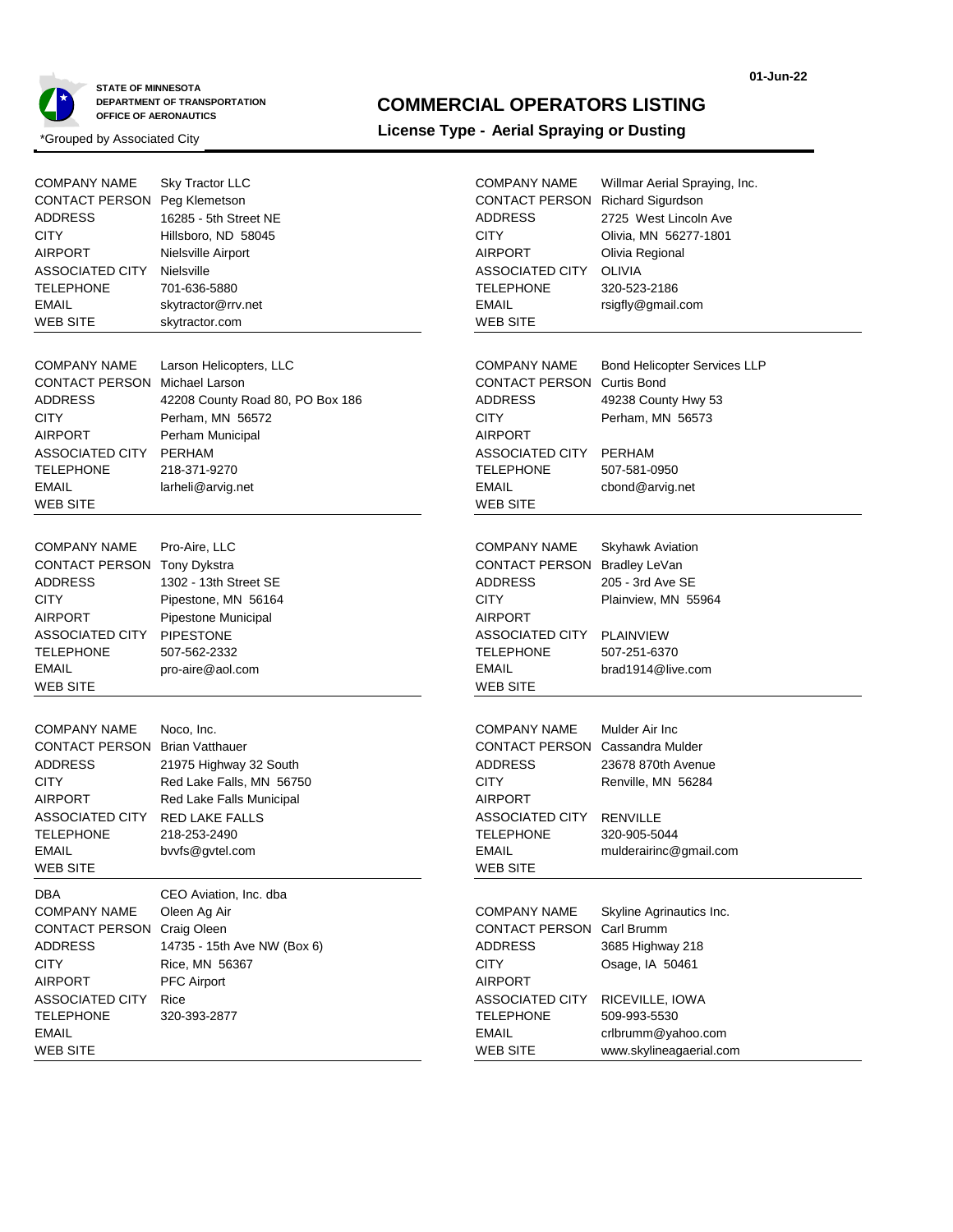STATE OF MINNESOTA
DEPARTMENT OF TRANSPORTATION
OFFICE OF AERONAUTICS

01-Jun-22

# COMMERCIAL OPERATORS LISTING

## License Type - Aerial Spraying or Dusting

*Grouped by Associated City

| | |
|---|---|
| COMPANY NAME | Sky Tractor LLC |
| CONTACT PERSON | Peg Klemetson |
| ADDRESS | 16285 - 5th Street NE |
| CITY | Hillsboro, ND 58045 |
| AIRPORT | Nielsville Airport |
| ASSOCIATED CITY | Nielsville |
| TELEPHONE | 701-636-5880 |
| EMAIL | skytractor@rrv.net |
| WEB SITE | skytractor.com |

| | |
|---|---|
| COMPANY NAME | Willmar Aerial Spraying, Inc. |
| CONTACT PERSON | Richard Sigurdson |
| ADDRESS | 2725 West Lincoln Ave |
| CITY | Olivia, MN 56277-1801 |
| AIRPORT | Olivia Regional |
| ASSOCIATED CITY | OLIVIA |
| TELEPHONE | 320-523-2186 |
| EMAIL | rsigfly@gmail.com |
| WEB SITE | |

| | |
|---|---|
| COMPANY NAME | Larson Helicopters, LLC |
| CONTACT PERSON | Michael Larson |
| ADDRESS | 42208 County Road 80, PO Box 186 |
| CITY | Perham, MN 56572 |
| AIRPORT | Perham Municipal |
| ASSOCIATED CITY | PERHAM |
| TELEPHONE | 218-371-9270 |
| EMAIL | larheli@arvig.net |
| WEB SITE | |

| | |
|---|---|
| COMPANY NAME | Bond Helicopter Services LLP |
| CONTACT PERSON | Curtis Bond |
| ADDRESS | 49238 County Hwy 53 |
| CITY | Perham, MN 56573 |
| AIRPORT | |
| ASSOCIATED CITY | PERHAM |
| TELEPHONE | 507-581-0950 |
| EMAIL | cbond@arvig.net |
| WEB SITE | |

| | |
|---|---|
| COMPANY NAME | Pro-Aire, LLC |
| CONTACT PERSON | Tony Dykstra |
| ADDRESS | 1302 - 13th Street SE |
| CITY | Pipestone, MN 56164 |
| AIRPORT | Pipestone Municipal |
| ASSOCIATED CITY | PIPESTONE |
| TELEPHONE | 507-562-2332 |
| EMAIL | pro-aire@aol.com |
| WEB SITE | |

| | |
|---|---|
| COMPANY NAME | Skyhawk Aviation |
| CONTACT PERSON | Bradley LeVan |
| ADDRESS | 205 - 3rd Ave SE |
| CITY | Plainview, MN 55964 |
| AIRPORT | |
| ASSOCIATED CITY | PLAINVIEW |
| TELEPHONE | 507-251-6370 |
| EMAIL | brad1914@live.com |
| WEB SITE | |

| | |
|---|---|
| COMPANY NAME | Noco, Inc. |
| CONTACT PERSON | Brian Vatthauer |
| ADDRESS | 21975 Highway 32 South |
| CITY | Red Lake Falls, MN 56750 |
| AIRPORT | Red Lake Falls Municipal |
| ASSOCIATED CITY | RED LAKE FALLS |
| TELEPHONE | 218-253-2490 |
| EMAIL | bvvfs@gvtel.com |
| WEB SITE | |

| | |
|---|---|
| COMPANY NAME | Mulder Air Inc |
| CONTACT PERSON | Cassandra Mulder |
| ADDRESS | 23678 870th Avenue |
| CITY | Renville, MN 56284 |
| AIRPORT | |
| ASSOCIATED CITY | RENVILLE |
| TELEPHONE | 320-905-5044 |
| EMAIL | mulderairinc@gmail.com |
| WEB SITE | |

| | |
|---|---|
| DBA | CEO Aviation, Inc. dba |
| COMPANY NAME | Oleen Ag Air |
| CONTACT PERSON | Craig Oleen |
| ADDRESS | 14735 - 15th Ave NW (Box 6) |
| CITY | Rice, MN 56367 |
| AIRPORT | PFC Airport |
| ASSOCIATED CITY | Rice |
| TELEPHONE | 320-393-2877 |
| EMAIL | |
| WEB SITE | |

| | |
|---|---|
| COMPANY NAME | Skyline Agrinautics Inc. |
| CONTACT PERSON | Carl Brumm |
| ADDRESS | 3685 Highway 218 |
| CITY | Osage, IA 50461 |
| AIRPORT | |
| ASSOCIATED CITY | RICEVILLE, IOWA |
| TELEPHONE | 509-993-5530 |
| EMAIL | crlbrumm@yahoo.com |
| WEB SITE | www.skylineagaerial.com |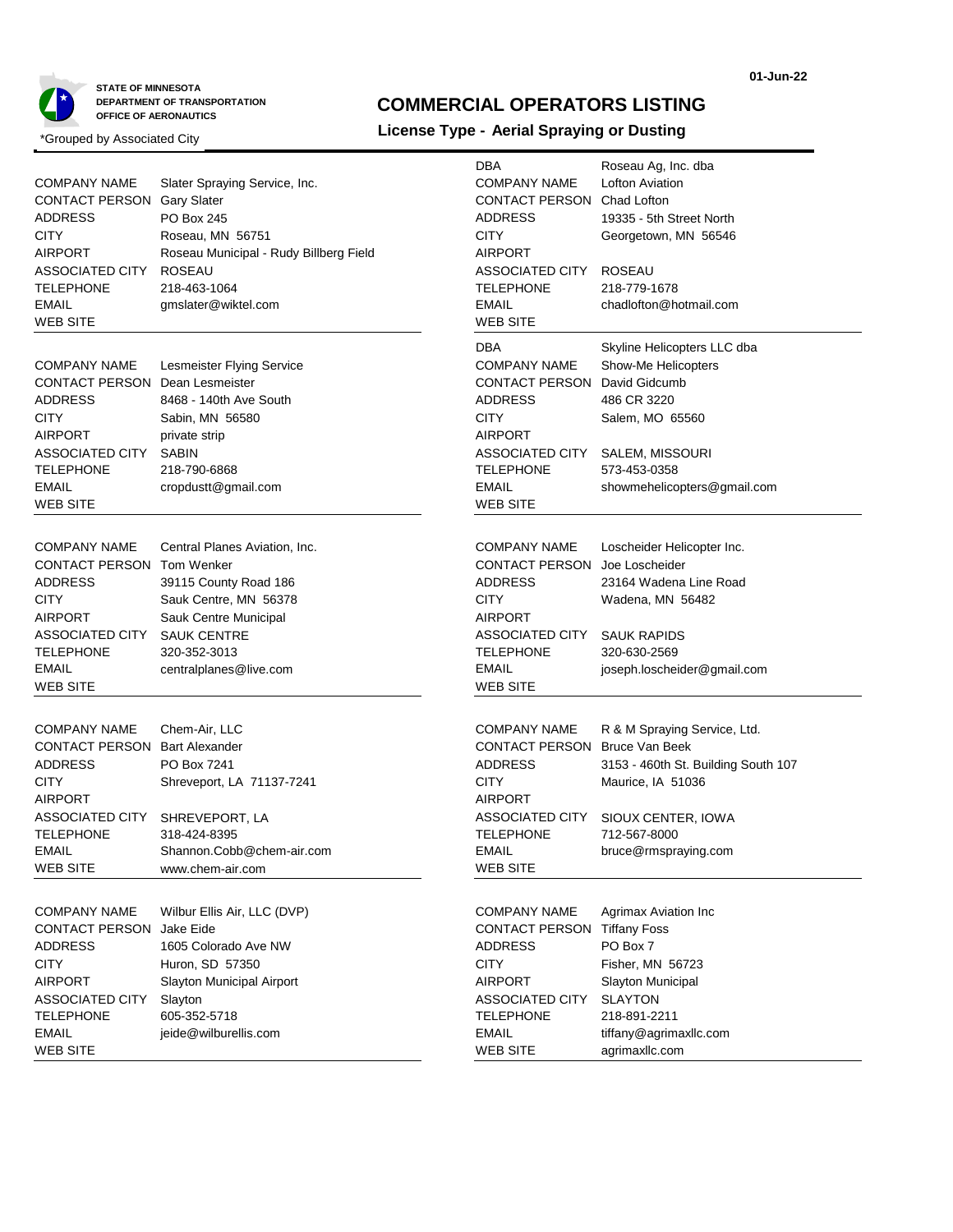STATE OF MINNESOTA
DEPARTMENT OF TRANSPORTATION
OFFICE OF AERONAUTICS

*Grouped by Associated City

# COMMERCIAL OPERATORS LISTING

## License Type - Aerial Spraying or Dusting

01-Jun-22

| | |
|---|---|
| COMPANY NAME | Slater Spraying Service, Inc. |
| CONTACT PERSON | Gary Slater |
| ADDRESS | PO Box 245 |
| CITY | Roseau, MN 56751 |
| AIRPORT | Roseau Municipal - Rudy Billberg Field |
| ASSOCIATED CITY | ROSEAU |
| TELEPHONE | 218-463-1064 |
| EMAIL | gmslater@wiktel.com |
| WEB SITE | |

| | |
|---|---|
| COMPANY NAME | Lesmeister Flying Service |
| CONTACT PERSON | Dean Lesmeister |
| ADDRESS | 8468 - 140th Ave South |
| CITY | Sabin, MN 56580 |
| AIRPORT | private strip |
| ASSOCIATED CITY | SABIN |
| TELEPHONE | 218-790-6868 |
| EMAIL | cropdustt@gmail.com |
| WEB SITE | |

| | |
|---|---|
| COMPANY NAME | Central Planes Aviation, Inc. |
| CONTACT PERSON | Tom Wenker |
| ADDRESS | 39115 County Road 186 |
| CITY | Sauk Centre, MN 56378 |
| AIRPORT | Sauk Centre Municipal |
| ASSOCIATED CITY | SAUK CENTRE |
| TELEPHONE | 320-352-3013 |
| EMAIL | centralplanes@live.com |
| WEB SITE | |

| | |
|---|---|
| COMPANY NAME | Chem-Air, LLC |
| CONTACT PERSON | Bart Alexander |
| ADDRESS | PO Box 7241 |
| CITY | Shreveport, LA 71137-7241 |
| AIRPORT | |
| ASSOCIATED CITY | SHREVEPORT, LA |
| TELEPHONE | 318-424-8395 |
| EMAIL | Shannon.Cobb@chem-air.com |
| WEB SITE | www.chem-air.com |

| | |
|---|---|
| COMPANY NAME | Wilbur Ellis Air, LLC (DVP) |
| CONTACT PERSON | Jake Eide |
| ADDRESS | 1605 Colorado Ave NW |
| CITY | Huron, SD 57350 |
| AIRPORT | Slayton Municipal Airport |
| ASSOCIATED CITY | Slayton |
| TELEPHONE | 605-352-5718 |
| EMAIL | jeide@wilburellis.com |
| WEB SITE | |

| | |
|---|---|
| DBA | Roseau Ag, Inc. dba |
| COMPANY NAME | Lofton Aviation |
| CONTACT PERSON | Chad Lofton |
| ADDRESS | 19335 - 5th Street North |
| CITY | Georgetown, MN 56546 |
| AIRPORT | |
| ASSOCIATED CITY | ROSEAU |
| TELEPHONE | 218-779-1678 |
| EMAIL | chadlofton@hotmail.com |
| WEB SITE | |

| | |
|---|---|
| DBA | Skyline Helicopters LLC dba |
| COMPANY NAME | Show-Me Helicopters |
| CONTACT PERSON | David Gidcumb |
| ADDRESS | 486 CR 3220 |
| CITY | Salem, MO 65560 |
| AIRPORT | |
| ASSOCIATED CITY | SALEM, MISSOURI |
| TELEPHONE | 573-453-0358 |
| EMAIL | showmehelicopters@gmail.com |
| WEB SITE | |

| | |
|---|---|
| COMPANY NAME | Loscheider Helicopter Inc. |
| CONTACT PERSON | Joe Loscheider |
| ADDRESS | 23164 Wadena Line Road |
| CITY | Wadena, MN 56482 |
| AIRPORT | |
| ASSOCIATED CITY | SAUK RAPIDS |
| TELEPHONE | 320-630-2569 |
| EMAIL | joseph.loscheider@gmail.com |
| WEB SITE | |

| | |
|---|---|
| COMPANY NAME | R & M Spraying Service, Ltd. |
| CONTACT PERSON | Bruce Van Beek |
| ADDRESS | 3153 - 460th St. Building South 107 |
| CITY | Maurice, IA 51036 |
| AIRPORT | |
| ASSOCIATED CITY | SIOUX CENTER, IOWA |
| TELEPHONE | 712-567-8000 |
| EMAIL | bruce@rmspraying.com |
| WEB SITE | |

| | |
|---|---|
| COMPANY NAME | Agrimax Aviation Inc |
| CONTACT PERSON | Tiffany Foss |
| ADDRESS | PO Box 7 |
| CITY | Fisher, MN 56723 |
| AIRPORT | Slayton Municipal |
| ASSOCIATED CITY | SLAYTON |
| TELEPHONE | 218-891-2211 |
| EMAIL | tiffany@agrimaxllc.com |
| WEB SITE | agrimaxllc.com |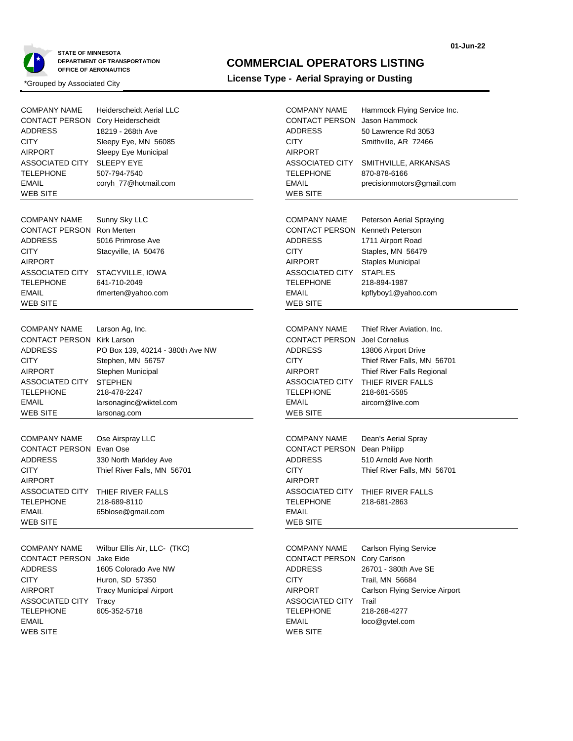STATE OF MINNESOTA
DEPARTMENT OF TRANSPORTATION
OFFICE OF AERONAUTICS

01-Jun-22

# COMMERCIAL OPERATORS LISTING

## License Type - Aerial Spraying or Dusting

*Grouped by Associated City

| | |
|---|---|
| COMPANY NAME | Heiderscheidt Aerial LLC |
| CONTACT PERSON | Cory Heiderscheidt |
| ADDRESS | 18219 - 268th Ave |
| CITY | Sleepy Eye, MN 56085 |
| AIRPORT | Sleepy Eye Municipal |
| ASSOCIATED CITY | SLEEPY EYE |
| TELEPHONE | 507-794-7540 |
| EMAIL | coryh_77@hotmail.com |
| WEB SITE | |

| | |
|---|---|
| COMPANY NAME | Hammock Flying Service Inc. |
| CONTACT PERSON | Jason Hammock |
| ADDRESS | 50 Lawrence Rd 3053 |
| CITY | Smithville, AR 72466 |
| AIRPORT | |
| ASSOCIATED CITY | SMITHVILLE, ARKANSAS |
| TELEPHONE | 870-878-6166 |
| EMAIL | precisionmotors@gmail.com |
| WEB SITE | |

| | |
|---|---|
| COMPANY NAME | Sunny Sky LLC |
| CONTACT PERSON | Ron Merten |
| ADDRESS | 5016 Primrose Ave |
| CITY | Stacyville, IA 50476 |
| AIRPORT | |
| ASSOCIATED CITY | STACYVILLE, IOWA |
| TELEPHONE | 641-710-2049 |
| EMAIL | rlmerten@yahoo.com |
| WEB SITE | |

| | |
|---|---|
| COMPANY NAME | Peterson Aerial Spraying |
| CONTACT PERSON | Kenneth Peterson |
| ADDRESS | 1711 Airport Road |
| CITY | Staples, MN 56479 |
| AIRPORT | Staples Municipal |
| ASSOCIATED CITY | STAPLES |
| TELEPHONE | 218-894-1987 |
| EMAIL | kpflyboy1@yahoo.com |
| WEB SITE | |

| | |
|---|---|
| COMPANY NAME | Larson Ag, Inc. |
| CONTACT PERSON | Kirk Larson |
| ADDRESS | PO Box 139, 40214 - 380th Ave NW |
| CITY | Stephen, MN 56757 |
| AIRPORT | Stephen Municipal |
| ASSOCIATED CITY | STEPHEN |
| TELEPHONE | 218-478-2247 |
| EMAIL | larsonaginc@wiktel.com |
| WEB SITE | larsonag.com |

| | |
|---|---|
| COMPANY NAME | Thief River Aviation, Inc. |
| CONTACT PERSON | Joel Cornelius |
| ADDRESS | 13806 Airport Drive |
| CITY | Thief River Falls, MN 56701 |
| AIRPORT | Thief River Falls Regional |
| ASSOCIATED CITY | THIEF RIVER FALLS |
| TELEPHONE | 218-681-5585 |
| EMAIL | aircorn@live.com |
| WEB SITE | |

| | |
|---|---|
| COMPANY NAME | Ose Airspray LLC |
| CONTACT PERSON | Evan Ose |
| ADDRESS | 330 North Markley Ave |
| CITY | Thief River Falls, MN 56701 |
| AIRPORT | |
| ASSOCIATED CITY | THIEF RIVER FALLS |
| TELEPHONE | 218-689-8110 |
| EMAIL | 65blose@gmail.com |
| WEB SITE | |

| | |
|---|---|
| COMPANY NAME | Dean's Aerial Spray |
| CONTACT PERSON | Dean Philipp |
| ADDRESS | 510 Arnold Ave North |
| CITY | Thief River Falls, MN 56701 |
| AIRPORT | |
| ASSOCIATED CITY | THIEF RIVER FALLS |
| TELEPHONE | 218-681-2863 |
| EMAIL | |
| WEB SITE | |

| | |
|---|---|
| COMPANY NAME | Wilbur Ellis Air, LLC- (TKC) |
| CONTACT PERSON | Jake Eide |
| ADDRESS | 1605 Colorado Ave NW |
| CITY | Huron, SD 57350 |
| AIRPORT | Tracy Municipal Airport |
| ASSOCIATED CITY | Tracy |
| TELEPHONE | 605-352-5718 |
| EMAIL | |
| WEB SITE | |

| | |
|---|---|
| COMPANY NAME | Carlson Flying Service |
| CONTACT PERSON | Cory Carlson |
| ADDRESS | 26701 - 380th Ave SE |
| CITY | Trail, MN 56684 |
| AIRPORT | Carlson Flying Service Airport |
| ASSOCIATED CITY | Trail |
| TELEPHONE | 218-268-4277 |
| EMAIL | loco@gvtel.com |
| WEB SITE | |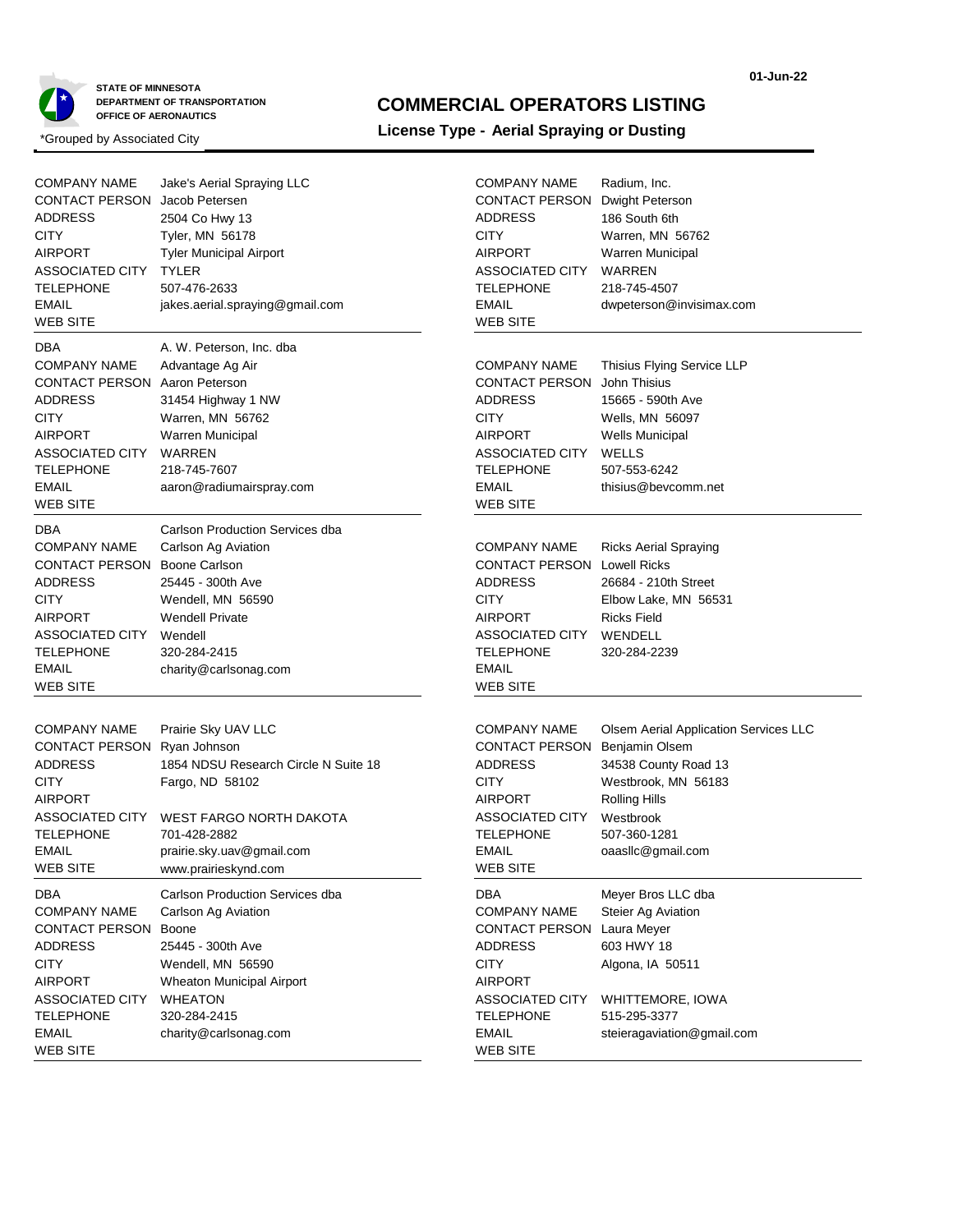STATE OF MINNESOTA
DEPARTMENT OF TRANSPORTATION
OFFICE OF AERONAUTICS

01-Jun-22

# COMMERCIAL OPERATORS LISTING

## License Type - Aerial Spraying or Dusting

*Grouped by Associated City

| | |
|---|---|
| COMPANY NAME | Jake's Aerial Spraying LLC |
| CONTACT PERSON | Jacob Petersen |
| ADDRESS | 2504 Co Hwy 13 |
| CITY | Tyler, MN 56178 |
| AIRPORT | Tyler Municipal Airport |
| ASSOCIATED CITY | TYLER |
| TELEPHONE | 507-476-2633 |
| EMAIL | jakes.aerial.spraying@gmail.com |
| WEB SITE | |

| | |
|---|---|
| DBA | A. W. Peterson, Inc. dba |
| COMPANY NAME | Advantage Ag Air |
| CONTACT PERSON | Aaron Peterson |
| ADDRESS | 31454 Highway 1 NW |
| CITY | Warren, MN 56762 |
| AIRPORT | Warren Municipal |
| ASSOCIATED CITY | WARREN |
| TELEPHONE | 218-745-7607 |
| EMAIL | aaron@radiumairspray.com |
| WEB SITE | |

| | |
|---|---|
| DBA | Carlson Production Services dba |
| COMPANY NAME | Carlson Ag Aviation |
| CONTACT PERSON | Boone Carlson |
| ADDRESS | 25445 - 300th Ave |
| CITY | Wendell, MN 56590 |
| AIRPORT | Wendell Private |
| ASSOCIATED CITY | Wendell |
| TELEPHONE | 320-284-2415 |
| EMAIL | charity@carlsonag.com |
| WEB SITE | |

| | |
|---|---|
| COMPANY NAME | Prairie Sky UAV LLC |
| CONTACT PERSON | Ryan Johnson |
| ADDRESS | 1854 NDSU Research Circle N Suite 18 |
| CITY | Fargo, ND 58102 |
| AIRPORT | |
| ASSOCIATED CITY | WEST FARGO NORTH DAKOTA |
| TELEPHONE | 701-428-2882 |
| EMAIL | prairie.sky.uav@gmail.com |
| WEB SITE | www.prairieskynd.com |

| | |
|---|---|
| DBA | Carlson Production Services dba |
| COMPANY NAME | Carlson Ag Aviation |
| CONTACT PERSON | Boone |
| ADDRESS | 25445 - 300th Ave |
| CITY | Wendell, MN 56590 |
| AIRPORT | Wheaton Municipal Airport |
| ASSOCIATED CITY | WHEATON |
| TELEPHONE | 320-284-2415 |
| EMAIL | charity@carlsonag.com |
| WEB SITE | |

| | |
|---|---|
| COMPANY NAME | Radium, Inc. |
| CONTACT PERSON | Dwight Peterson |
| ADDRESS | 186 South 6th |
| CITY | Warren, MN 56762 |
| AIRPORT | Warren Municipal |
| ASSOCIATED CITY | WARREN |
| TELEPHONE | 218-745-4507 |
| EMAIL | dwpeterson@invisimax.com |
| WEB SITE | |

| | |
|---|---|
| COMPANY NAME | Thisius Flying Service LLP |
| CONTACT PERSON | John Thisius |
| ADDRESS | 15665 - 590th Ave |
| CITY | Wells, MN 56097 |
| AIRPORT | Wells Municipal |
| ASSOCIATED CITY | WELLS |
| TELEPHONE | 507-553-6242 |
| EMAIL | thisius@bevcomm.net |
| WEB SITE | |

| | |
|---|---|
| COMPANY NAME | Ricks Aerial Spraying |
| CONTACT PERSON | Lowell Ricks |
| ADDRESS | 26684 - 210th Street |
| CITY | Elbow Lake, MN 56531 |
| AIRPORT | Ricks Field |
| ASSOCIATED CITY | WENDELL |
| TELEPHONE | 320-284-2239 |
| EMAIL | |
| WEB SITE | |

| | |
|---|---|
| COMPANY NAME | Olsem Aerial Application Services LLC |
| CONTACT PERSON | Benjamin Olsem |
| ADDRESS | 34538 County Road 13 |
| CITY | Westbrook, MN 56183 |
| AIRPORT | Rolling Hills |
| ASSOCIATED CITY | Westbrook |
| TELEPHONE | 507-360-1281 |
| EMAIL | oaasllc@gmail.com |
| WEB SITE | |

| | |
|---|---|
| DBA | Meyer Bros LLC dba |
| COMPANY NAME | Steier Ag Aviation |
| CONTACT PERSON | Laura Meyer |
| ADDRESS | 603 HWY 18 |
| CITY | Algona, IA 50511 |
| AIRPORT | |
| ASSOCIATED CITY | WHITTEMORE, IOWA |
| TELEPHONE | 515-295-3377 |
| EMAIL | steieragaviation@gmail.com |
| WEB SITE | |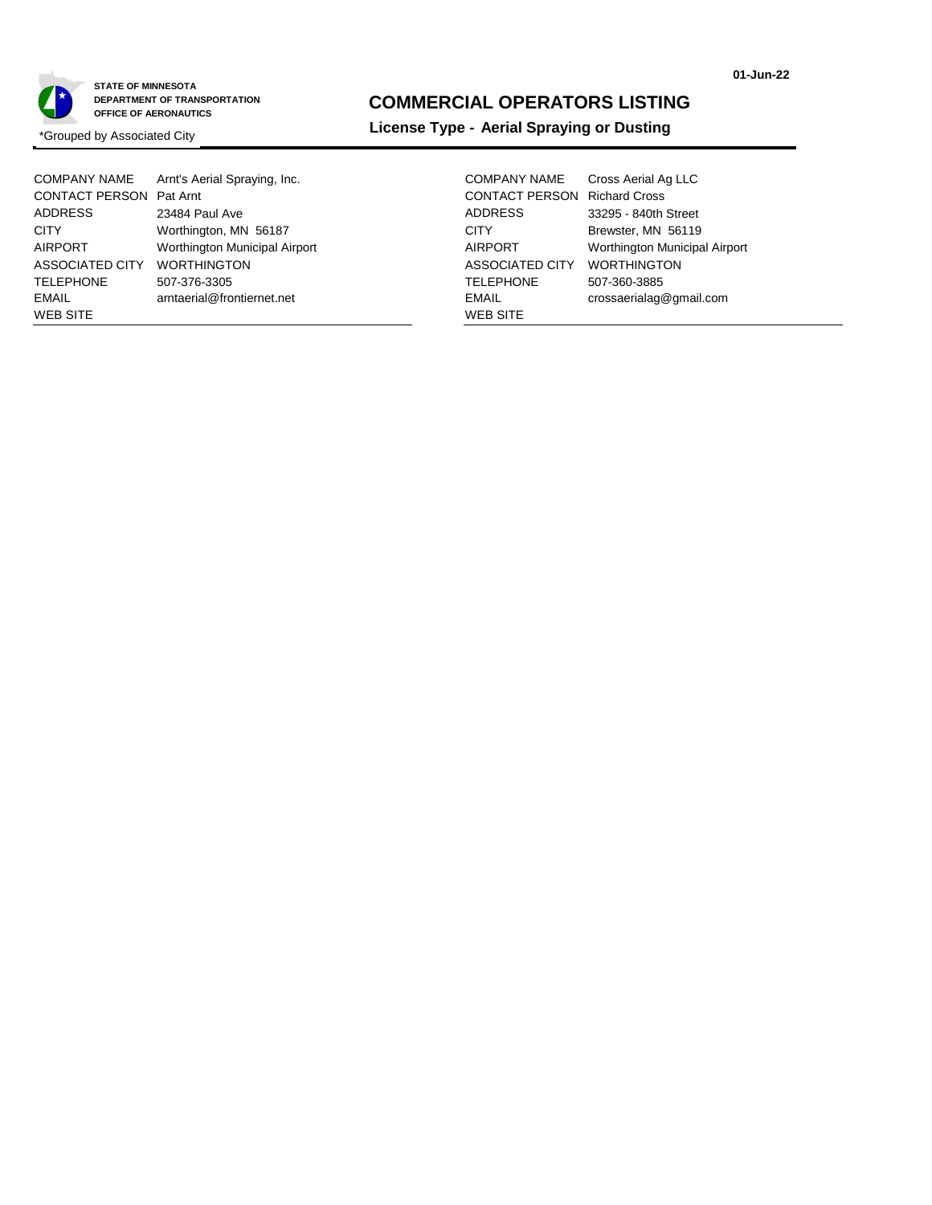**STATE OF MINNESOTA**
**DEPARTMENT OF TRANSPORTATION**
**OFFICE OF AERONAUTICS**

# COMMERCIAL OPERATORS LISTING

**01-Jun-22**

## License Type - Aerial Spraying or Dusting

*Grouped by Associated City

| | |
|---|---|
| COMPANY NAME | Arnt's Aerial Spraying, Inc. |
| CONTACT PERSON | Pat Arnt |
| ADDRESS | 23484 Paul Ave |
| CITY | Worthington, MN 56187 |
| AIRPORT | Worthington Municipal Airport |
| ASSOCIATED CITY | WORTHINGTON |
| TELEPHONE | 507-376-3305 |
| EMAIL | arntaerial@frontiernet.net |
| WEB SITE | |

| | |
|---|---|
| COMPANY NAME | Cross Aerial Ag LLC |
| CONTACT PERSON | Richard Cross |
| ADDRESS | 33295 - 840th Street |
| CITY | Brewster, MN 56119 |
| AIRPORT | Worthington Municipal Airport |
| ASSOCIATED CITY | WORTHINGTON |
| TELEPHONE | 507-360-3885 |
| EMAIL | crossaerialag@gmail.com |
| WEB SITE | |